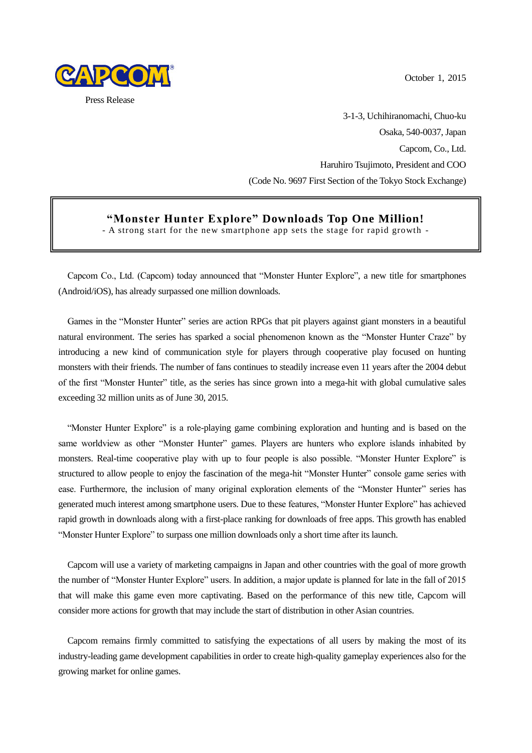CAPCOM

Press Release

October 1, 2015

3-1-3, Uchihiranomachi, Chuo-ku
Osaka, 540-0037, Japan
Capcom, Co., Ltd.
Haruhiro Tsujimoto, President and COO
(Code No. 9697 First Section of the Tokyo Stock Exchange)

# "Monster Hunter Explore" Downloads Top One Million!

- A strong start for the new smartphone app sets the stage for rapid growth -

Capcom Co., Ltd. (Capcom) today announced that "Monster Hunter Explore", a new title for smartphones (Android/iOS), has already surpassed one million downloads.

Games in the "Monster Hunter" series are action RPGs that pit players against giant monsters in a beautiful natural environment. The series has sparked a social phenomenon known as the "Monster Hunter Craze" by introducing a new kind of communication style for players through cooperative play focused on hunting monsters with their friends. The number of fans continues to steadily increase even 11 years after the 2004 debut of the first "Monster Hunter" title, as the series has since grown into a mega-hit with global cumulative sales exceeding 32 million units as of June 30, 2015.

"Monster Hunter Explore" is a role-playing game combining exploration and hunting and is based on the same worldview as other "Monster Hunter" games. Players are hunters who explore islands inhabited by monsters. Real-time cooperative play with up to four people is also possible. "Monster Hunter Explore" is structured to allow people to enjoy the fascination of the mega-hit "Monster Hunter" console game series with ease. Furthermore, the inclusion of many original exploration elements of the "Monster Hunter" series has generated much interest among smartphone users. Due to these features, "Monster Hunter Explore" has achieved rapid growth in downloads along with a first-place ranking for downloads of free apps. This growth has enabled "Monster Hunter Explore" to surpass one million downloads only a short time after its launch.

Capcom will use a variety of marketing campaigns in Japan and other countries with the goal of more growth the number of "Monster Hunter Explore" users. In addition, a major update is planned for late in the fall of 2015 that will make this game even more captivating. Based on the performance of this new title, Capcom will consider more actions for growth that may include the start of distribution in other Asian countries.

Capcom remains firmly committed to satisfying the expectations of all users by making the most of its industry-leading game development capabilities in order to create high-quality gameplay experiences also for the growing market for online games.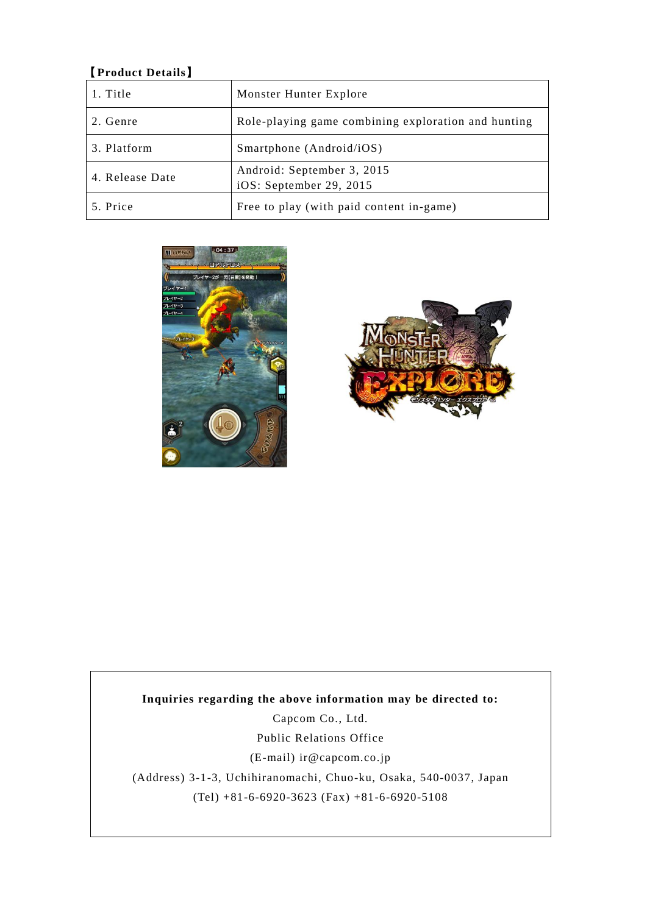【**Product Details**】

| | |
|---|---|
| 1. Title | Monster Hunter Explore |
| 2. Genre | Role-playing game combining exploration and hunting |
| 3. Platform | Smartphone (Android/iOS) |
| 4. Release Date | Android: September 3, 2015<br>iOS: September 29, 2015 |
| 5. Price | Free to play (with paid content in-game) |

**Inquiries regarding the above information may be directed to:**

Capcom Co., Ltd.

Public Relations Office

(E-mail) ir@capcom.co.jp

(Address) 3-1-3, Uchihiranomachi, Chuo-ku, Osaka, 540-0037, Japan

(Tel) +81-6-6920-3623 (Fax) +81-6-6920-5108